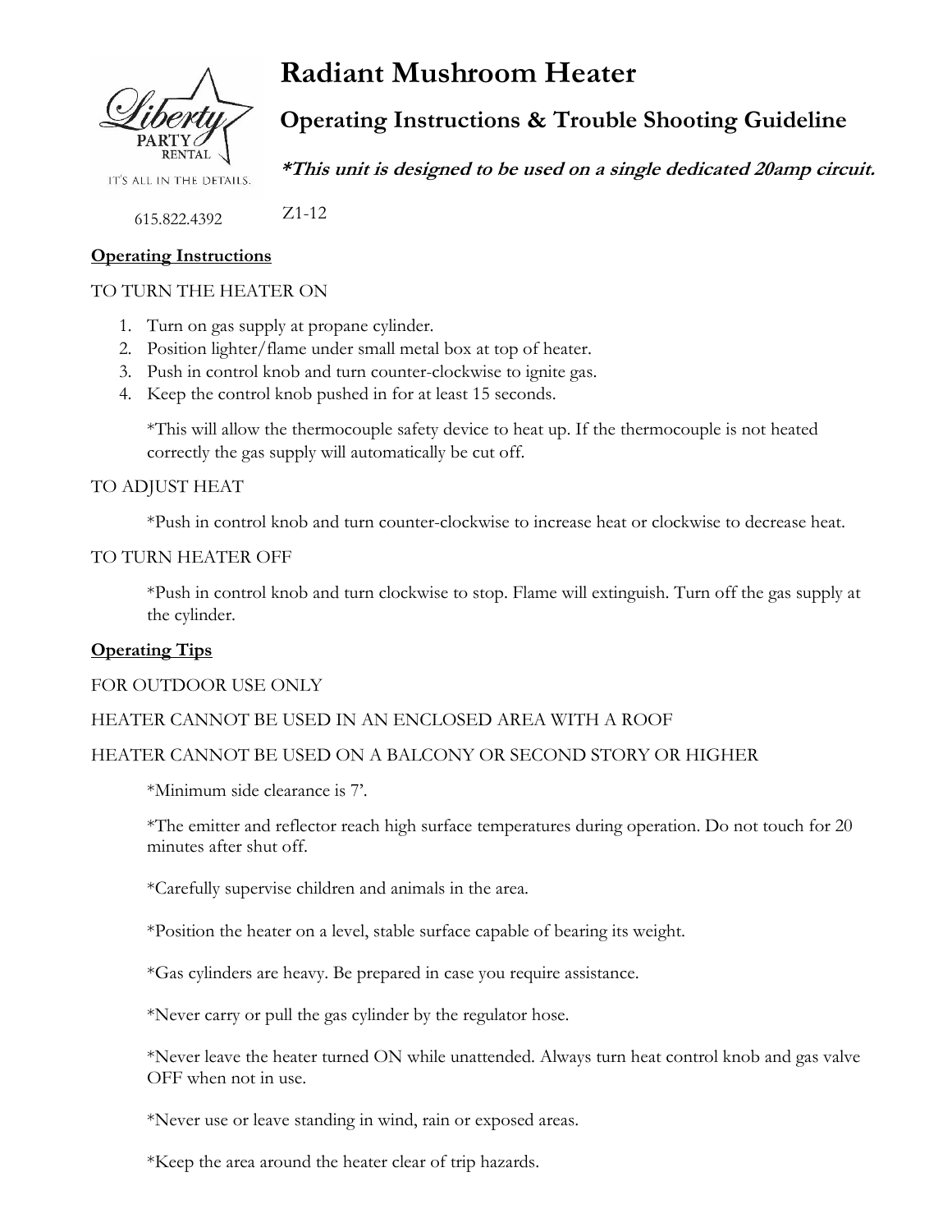Liberty PARTY RENTAL

IT'S ALL IN THE DETAILS.

615.822.4392

# Radiant Mushroom Heater

## Operating Instructions & Trouble Shooting Guideline

***This unit is designed to be used on a single dedicated 20amp circuit.***

Z1-12

**Operating Instructions**

TO TURN THE HEATER ON

1. Turn on gas supply at propane cylinder.
2. Position lighter/flame under small metal box at top of heater.
3. Push in control knob and turn counter-clockwise to ignite gas.
4. Keep the control knob pushed in for at least 15 seconds.

   *This will allow the thermocouple safety device to heat up. If the thermocouple is not heated correctly the gas supply will automatically be cut off.

TO ADJUST HEAT

*Push in control knob and turn counter-clockwise to increase heat or clockwise to decrease heat.

TO TURN HEATER OFF

*Push in control knob and turn clockwise to stop. Flame will extinguish. Turn off the gas supply at the cylinder.

**Operating Tips**

FOR OUTDOOR USE ONLY

HEATER CANNOT BE USED IN AN ENCLOSED AREA WITH A ROOF

HEATER CANNOT BE USED ON A BALCONY OR SECOND STORY OR HIGHER

*Minimum side clearance is 7'.

*The emitter and reflector reach high surface temperatures during operation. Do not touch for 20 minutes after shut off.

*Carefully supervise children and animals in the area.

*Position the heater on a level, stable surface capable of bearing its weight.

*Gas cylinders are heavy. Be prepared in case you require assistance.

*Never carry or pull the gas cylinder by the regulator hose.

*Never leave the heater turned ON while unattended. Always turn heat control knob and gas valve OFF when not in use.

*Never use or leave standing in wind, rain or exposed areas.

*Keep the area around the heater clear of trip hazards.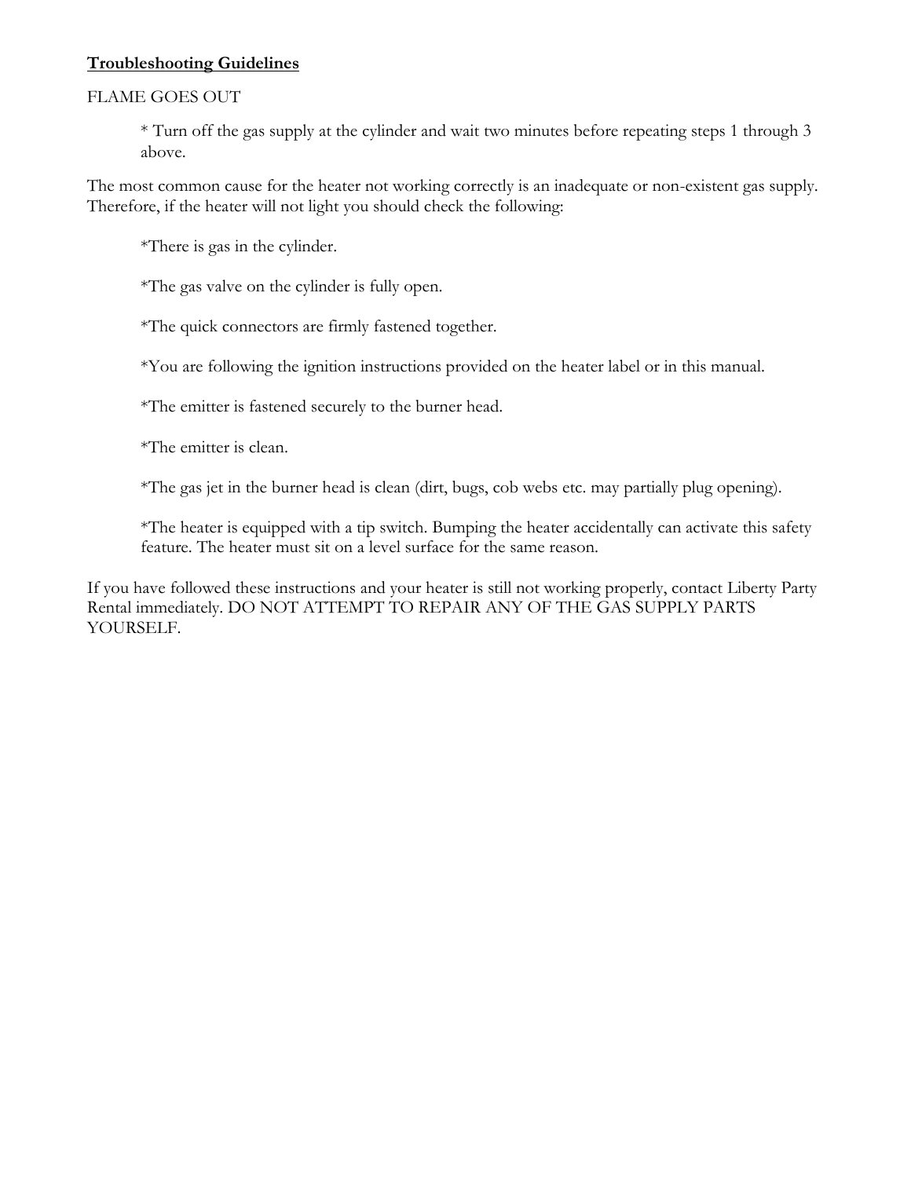**Troubleshooting Guidelines**

FLAME GOES OUT

* Turn off the gas supply at the cylinder and wait two minutes before repeating steps 1 through 3 above.

The most common cause for the heater not working correctly is an inadequate or non-existent gas supply. Therefore, if the heater will not light you should check the following:

*There is gas in the cylinder.

*The gas valve on the cylinder is fully open.

*The quick connectors are firmly fastened together.

*You are following the ignition instructions provided on the heater label or in this manual.

*The emitter is fastened securely to the burner head.

*The emitter is clean.

*The gas jet in the burner head is clean (dirt, bugs, cob webs etc. may partially plug opening).

*The heater is equipped with a tip switch. Bumping the heater accidentally can activate this safety feature. The heater must sit on a level surface for the same reason.

If you have followed these instructions and your heater is still not working properly, contact Liberty Party Rental immediately. DO NOT ATTEMPT TO REPAIR ANY OF THE GAS SUPPLY PARTS YOURSELF.